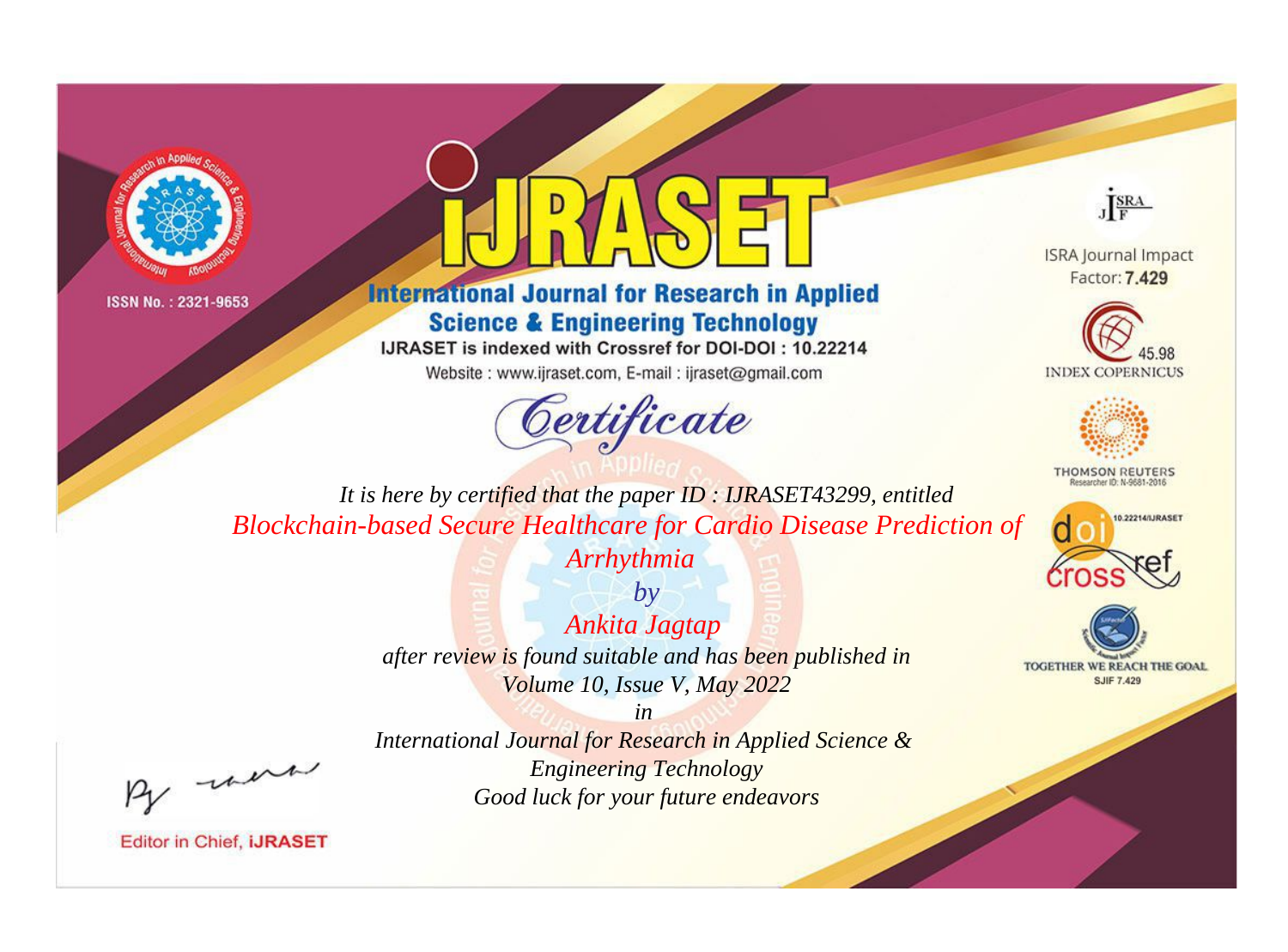ISSN No. : 2321-9653

# iJRASET

## International Journal for Research in Applied Science & Engineering Technology

IJRASET is indexed with Crossref for DOI-DOI : 10.22214

Website : www.ijraset.com, E-mail : ijraset@gmail.com

ISRA Journal Impact Factor: **7.429**

45.98 INDEX COPERNICUS

THOMSON REUTERS Researcher ID: N-9681-2016

10.22214/IJRASET

TOGETHER WE REACH THE GOAL SJIF 7.429

# *Certificate*

*It is here by certified that the paper ID : IJRASET43299, entitled*

*Blockchain-based Secure Healthcare for Cardio Disease Prediction of Arrhythmia*

*by*

*Ankita Jagtap*

*after review is found suitable and has been published in*

*Volume 10, Issue V, May 2022*

*in*

*International Journal for Research in Applied Science & Engineering Technology*

*Good luck for your future endeavors*

Editor in Chief, **iJRASET**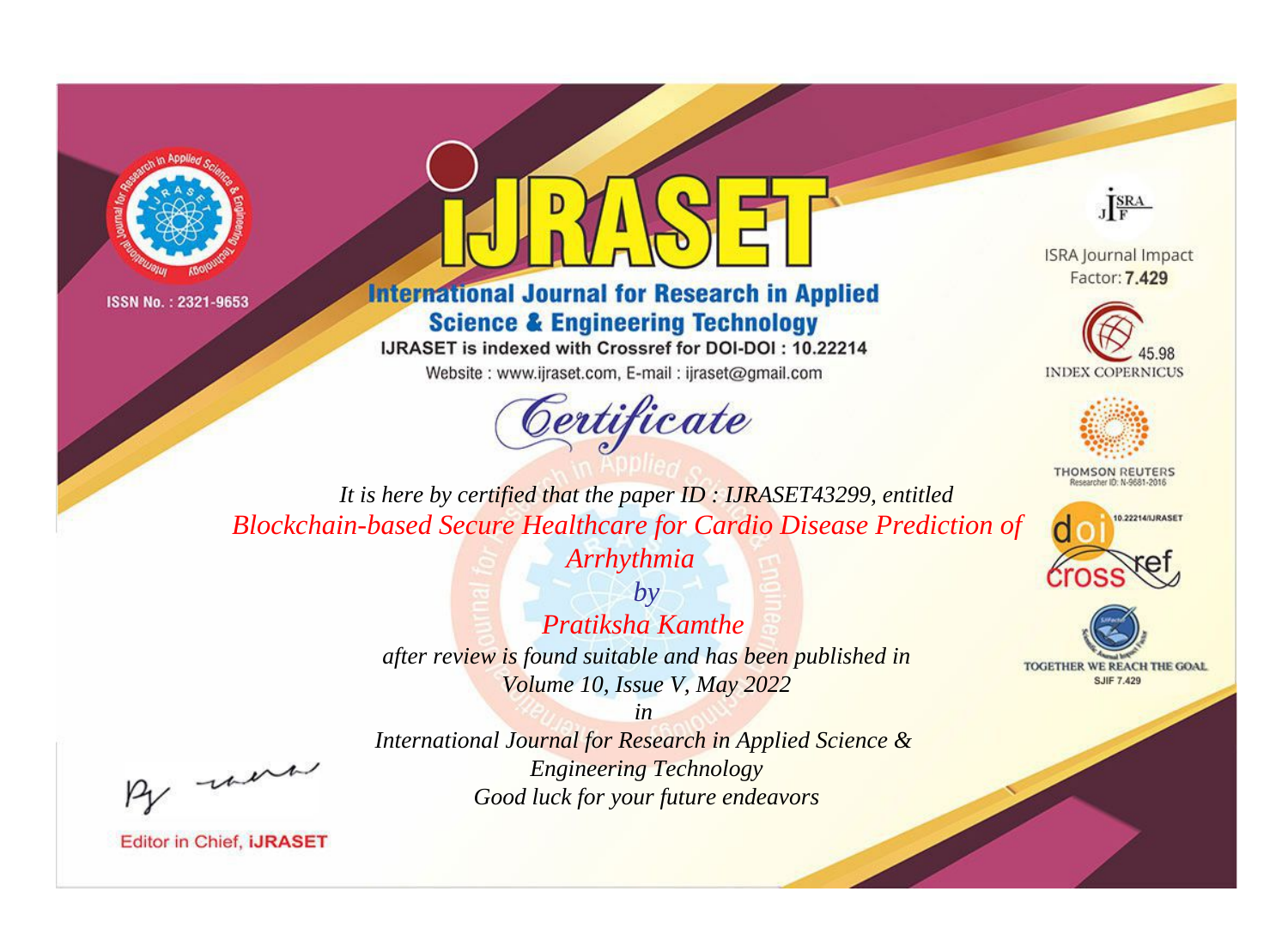ISSN No. : 2321-9653

# iJRASET

## International Journal for Research in Applied Science & Engineering Technology

IJRASET is indexed with Crossref for DOI-DOI : 10.22214

Website : www.ijraset.com, E-mail : ijraset@gmail.com

ISRA Journal Impact Factor: **7.429**

45.98 INDEX COPERNICUS

THOMSON REUTERS Researcher ID: N-9681-2016

10.22214/IJRASET

TOGETHER WE REACH THE GOAL SJIF 7.429

# *Certificate*

*It is here by certified that the paper ID : IJRASET43299, entitled*

*Blockchain-based Secure Healthcare for Cardio Disease Prediction of Arrhythmia*

*by*

*Pratiksha Kamthe*

*after review is found suitable and has been published in*

*Volume 10, Issue V, May 2022*

*in*

*International Journal for Research in Applied Science & Engineering Technology*

*Good luck for your future endeavors*

Editor in Chief, **iJRASET**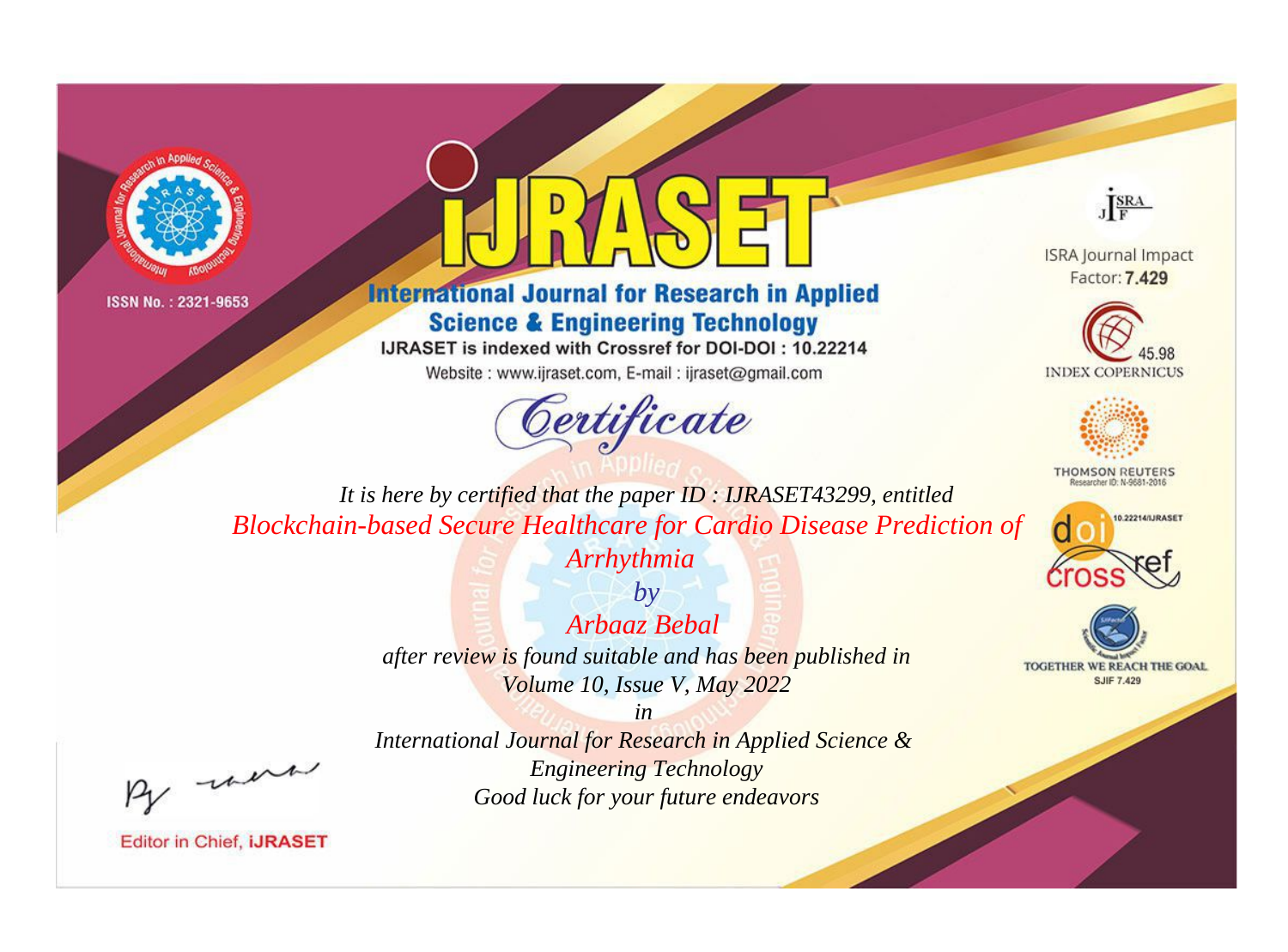ISSN No. : 2321-9653

# iJRASET

## International Journal for Research in Applied Science & Engineering Technology

IJRASET is indexed with Crossref for DOI-DOI : 10.22214

Website : www.ijraset.com, E-mail : ijraset@gmail.com

ISRA Journal Impact Factor: **7.429**

45.98 INDEX COPERNICUS

THOMSON REUTERS Researcher ID: N-9681-2016

10.22214/IJRASET

TOGETHER WE REACH THE GOAL SJIF 7.429

# Certificate

*It is here by certified that the paper ID : IJRASET43299, entitled*

*Blockchain-based Secure Healthcare for Cardio Disease Prediction of Arrhythmia*

*by*

*Arbaaz Bebal*

*after review is found suitable and has been published in*

*Volume 10, Issue V, May 2022*

*in*

*International Journal for Research in Applied Science & Engineering Technology*

*Good luck for your future endeavors*

Editor in Chief, iJRASET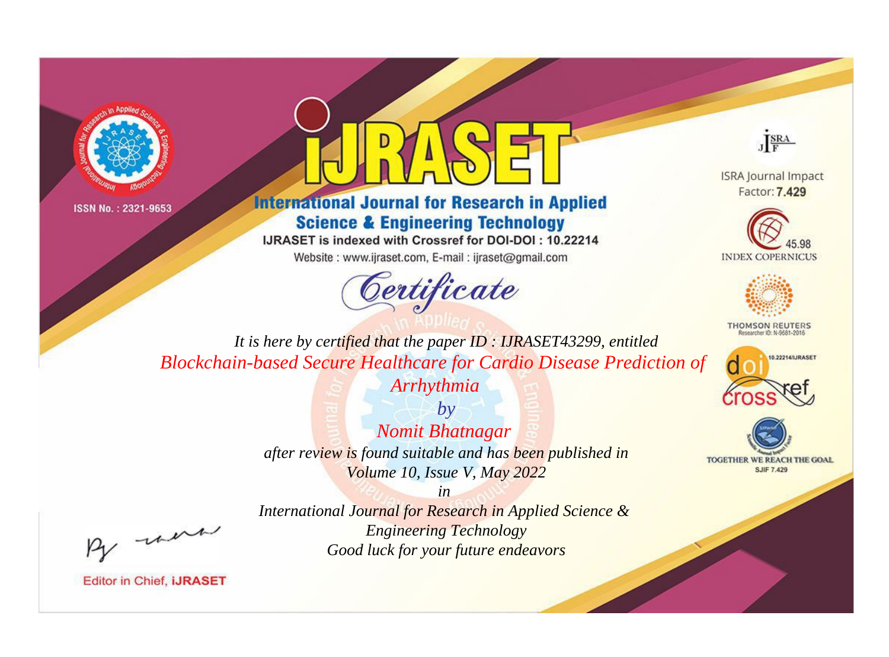ISSN No. : 2321-9653

# IJRASET

## International Journal for Research in Applied Science & Engineering Technology

IJRASET is indexed with Crossref for DOI-DOI : 10.22214

Website : www.ijraset.com, E-mail : ijraset@gmail.com

ISRA Journal Impact Factor: **7.429**

45.98 INDEX COPERNICUS

THOMSON REUTERS Researcher ID: N-9681-2016

10.22214/IJRASET

TOGETHER WE REACH THE GOAL SJIF 7.429

# Certificate

*It is here by certified that the paper ID : IJRASET43299, entitled*

*Blockchain-based Secure Healthcare for Cardio Disease Prediction of Arrhythmia*

*by*

*Nomit Bhatnagar*

*after review is found suitable and has been published in*

*Volume 10, Issue V, May 2022*

*in*

*International Journal for Research in Applied Science & Engineering Technology*

*Good luck for your future endeavors*

Editor in Chief, **iJRASET**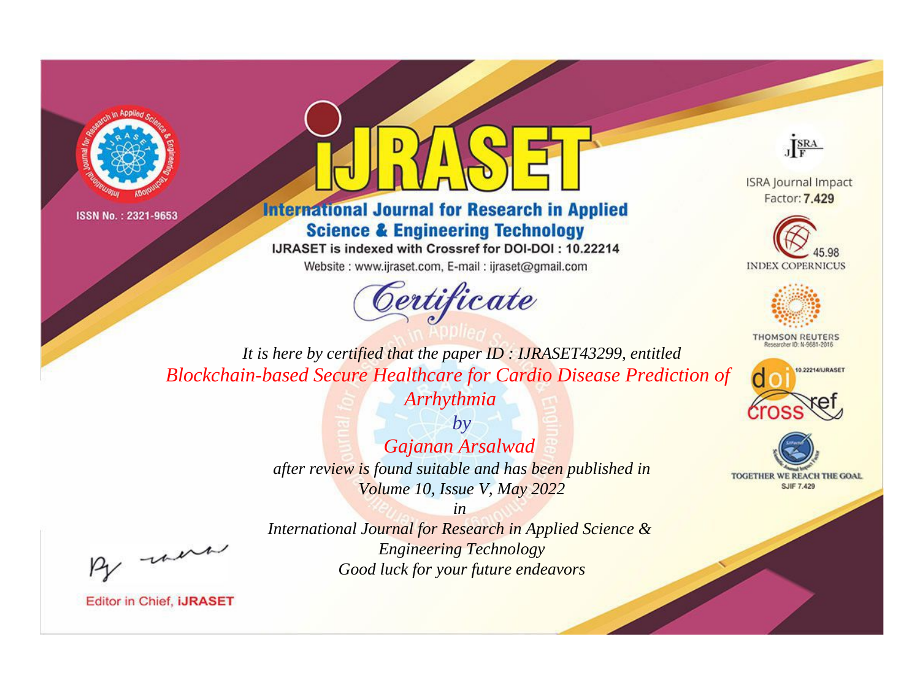ISSN No. : 2321-9653

# iJRASET

## International Journal for Research in Applied Science & Engineering Technology

IJRASET is indexed with Crossref for DOI-DOI : 10.22214

Website : www.ijraset.com, E-mail : ijraset@gmail.com

ISRA Journal Impact Factor: **7.429**

45.98 INDEX COPERNICUS

THOMSON REUTERS Researcher ID: N-9681-2016

10.22214/IJRASET

TOGETHER WE REACH THE GOAL SJIF 7.429

*Certificate*

*It is here by certified that the paper ID : IJRASET43299, entitled*

*Blockchain-based Secure Healthcare for Cardio Disease Prediction of Arrhythmia*

*by*

*Gajanan Arsalwad*

*after review is found suitable and has been published in*

*Volume 10, Issue V, May 2022*

*in*

*International Journal for Research in Applied Science & Engineering Technology*

*Good luck for your future endeavors*

Editor in Chief, **iJRASET**